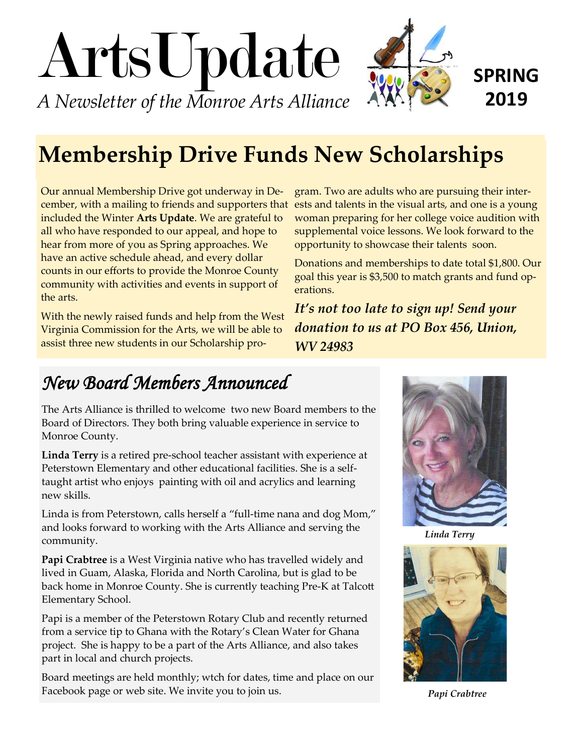# ArtsUpdate

*A Newsletter of the Monroe Arts Alliance*

**SPRING 2019**

## Membership Drive Funds New Scholarships

Our annual Membership Drive got underway in December, with a mailing to friends and supporters that included the Winter **Arts Update**. We are grateful to all who have responded to our appeal, and hope to hear from more of you as Spring approaches. We have an active schedule ahead, and every dollar counts in our efforts to provide the Monroe County community with activities and events in support of the arts.

With the newly raised funds and help from the West Virginia Commission for the Arts, we will be able to assist three new students in our Scholarship program. Two are adults who are pursuing their interests and talents in the visual arts, and one is a young woman preparing for her college voice audition with supplemental voice lessons. We look forward to the opportunity to showcase their talents soon.

Donations and memberships to date total $1,800. Our goal this year is $3,500 to match grants and fund operations.

***It's not too late to sign up! Send your donation to us at PO Box 456, Union, WV 24983***

## *New Board Members Announced*

The Arts Alliance is thrilled to welcome two new Board members to the Board of Directors. They both bring valuable experience in service to Monroe County.

**Linda Terry** is a retired pre-school teacher assistant with experience at Peterstown Elementary and other educational facilities. She is a self-taught artist who enjoys painting with oil and acrylics and learning new skills.

Linda is from Peterstown, calls herself a "full-time nana and dog Mom," and looks forward to working with the Arts Alliance and serving the community.

**Papi Crabtree** is a West Virginia native who has travelled widely and lived in Guam, Alaska, Florida and North Carolina, but is glad to be back home in Monroe County. She is currently teaching Pre-K at Talcott Elementary School.

Papi is a member of the Peterstown Rotary Club and recently returned from a service tip to Ghana with the Rotary's Clean Water for Ghana project. She is happy to be a part of the Arts Alliance, and also takes part in local and church projects.

Board meetings are held monthly; wtch for dates, time and place on our Facebook page or web site. We invite you to join us.

*Linda Terry*

*Papi Crabtree*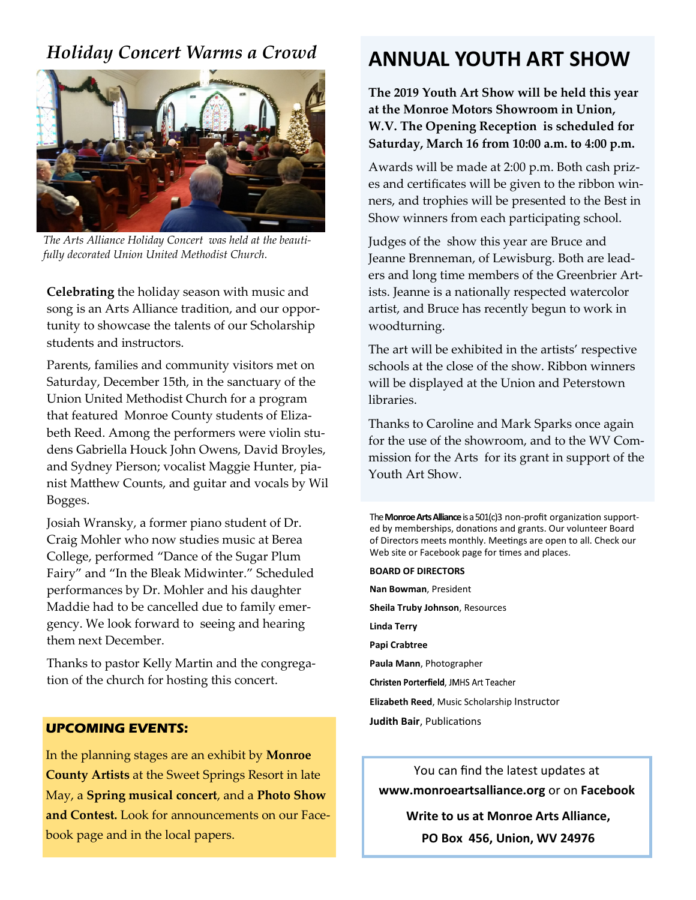## *Holiday Concert Warms a Crowd*

*The Arts Alliance Holiday Concert was held at the beautifully decorated Union United Methodist Church.*

**Celebrating** the holiday season with music and song is an Arts Alliance tradition, and our opportunity to showcase the talents of our Scholarship students and instructors.

Parents, families and community visitors met on Saturday, December 15th, in the sanctuary of the Union United Methodist Church for a program that featured Monroe County students of Elizabeth Reed. Among the performers were violin studens Gabriella Houck John Owens, David Broyles, and Sydney Pierson; vocalist Maggie Hunter, pianist Matthew Counts, and guitar and vocals by Wil Bogges.

Josiah Wransky, a former piano student of Dr. Craig Mohler who now studies music at Berea College, performed "Dance of the Sugar Plum Fairy" and "In the Bleak Midwinter." Scheduled performances by Dr. Mohler and his daughter Maddie had to be cancelled due to family emergency. We look forward to seeing and hearing them next December.

Thanks to pastor Kelly Martin and the congregation of the church for hosting this concert.

### UPCOMING EVENTS:

In the planning stages are an exhibit by **Monroe County Artists** at the Sweet Springs Resort in late May, a **Spring musical concert**, and a **Photo Show and Contest.** Look for announcements on our Facebook page and in the local papers.

# ANNUAL YOUTH ART SHOW

**The 2019 Youth Art Show will be held this year at the Monroe Motors Showroom in Union, W.V. The Opening Reception is scheduled for Saturday, March 16 from 10:00 a.m. to 4:00 p.m.**

Awards will be made at 2:00 p.m. Both cash prizes and certificates will be given to the ribbon winners, and trophies will be presented to the Best in Show winners from each participating school.

Judges of the show this year are Bruce and Jeanne Brenneman, of Lewisburg. Both are leaders and long time members of the Greenbrier Artists. Jeanne is a nationally respected watercolor artist, and Bruce has recently begun to work in woodturning.

The art will be exhibited in the artists' respective schools at the close of the show. Ribbon winners will be displayed at the Union and Peterstown libraries.

Thanks to Caroline and Mark Sparks once again for the use of the showroom, and to the WV Commission for the Arts for its grant in support of the Youth Art Show.

The **Monroe Arts Alliance** is a 501(c)3 non-profit organization supported by memberships, donations and grants. Our volunteer Board of Directors meets monthly. Meetings are open to all. Check our Web site or Facebook page for times and places.

**BOARD OF DIRECTORS**

**Nan Bowman**, President

**Sheila Truby Johnson**, Resources

**Linda Terry**

**Papi Crabtree**

**Paula Mann**, Photographer

**Christen Porterfield**, JMHS Art Teacher

**Elizabeth Reed**, Music Scholarship Instructor

**Judith Bair**, Publications

You can find the latest updates at **www.monroeartsalliance.org** or on **Facebook**

**Write to us at Monroe Arts Alliance,**
**PO Box 456, Union, WV 24976**